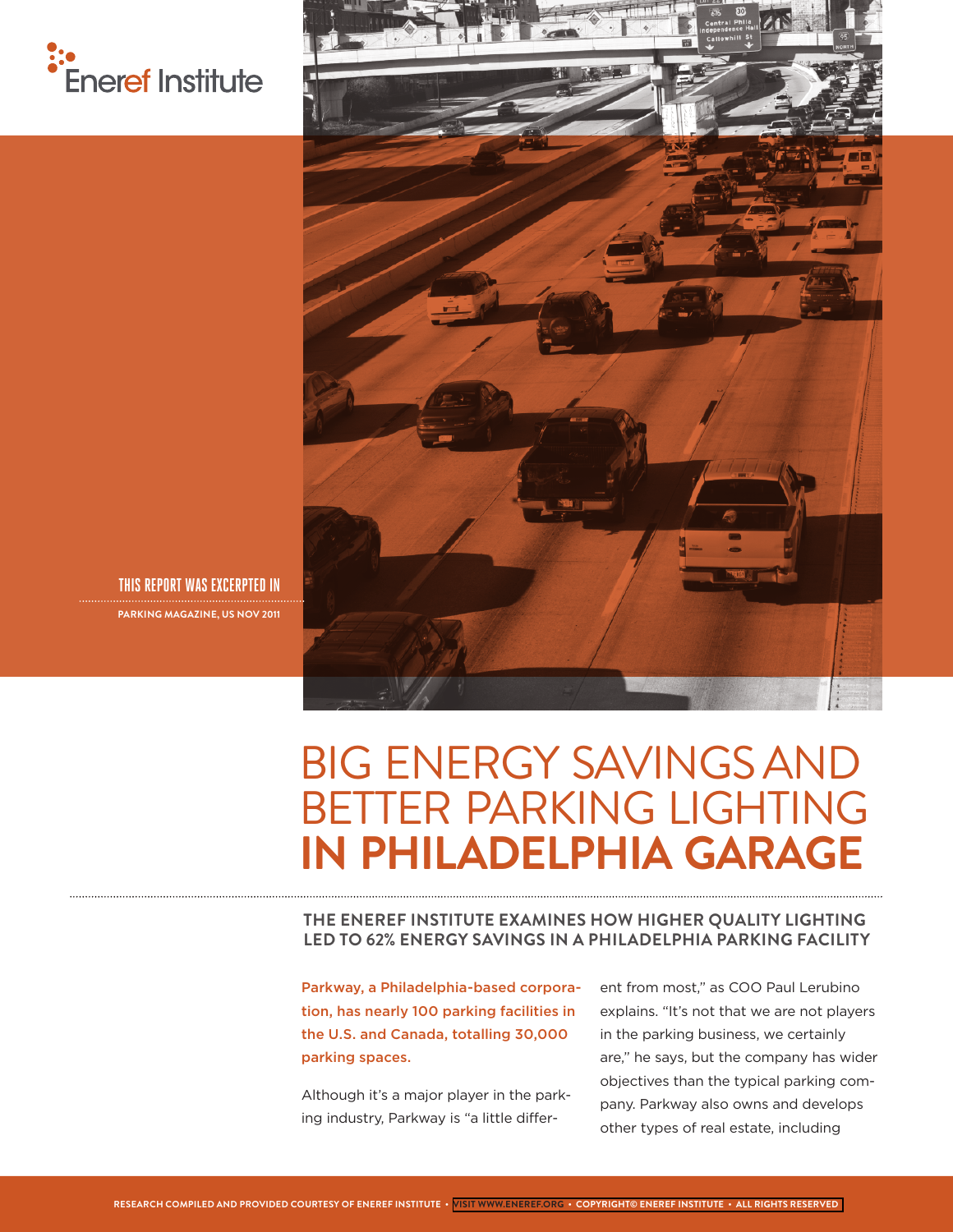Eneref Institute

THIS REPORT WAS EXCERPTED IN

PARKING MAGAZINE, US NOV 2011

# BIG ENERGY SAVINGS AND BETTER PARKING LIGHTING **IN PHILADELPHIA GARAGE**

## THE ENEREF INSTITUTE EXAMINES HOW HIGHER QUALITY LIGHTING LED TO 62% ENERGY SAVINGS IN A PHILADELPHIA PARKING FACILITY

**Parkway, a Philadelphia-based corporation, has nearly 100 parking facilities in the U.S. and Canada, totalling 30,000 parking spaces.**

Although it's a major player in the parking industry, Parkway is "a little different from most," as COO Paul Lerubino explains. "It's not that we are not players in the parking business, we certainly are," he says, but the company has wider objectives than the typical parking company. Parkway also owns and develops other types of real estate, including

RESEARCH COMPILED AND PROVIDED COURTESY OF ENEREF INSTITUTE • VISIT WWW.ENEREF.ORG • COPYRIGHT© ENEREF INSTITUTE • ALL RIGHTS RESERVED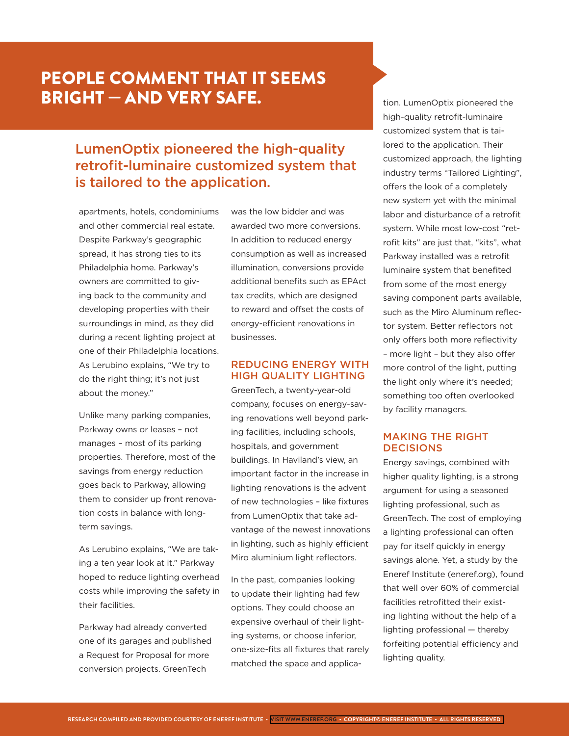# PEOPLE COMMENT THAT IT SEEMS BRIGHT — AND VERY SAFE.

## LumenOptix pioneered the high-quality retrofit-luminaire customized system that is tailored to the application.

apartments, hotels, condominiums and other commercial real estate. Despite Parkway's geographic spread, it has strong ties to its Philadelphia home. Parkway's owners are committed to giving back to the community and developing properties with their surroundings in mind, as they did during a recent lighting project at one of their Philadelphia locations. As Lerubino explains, "We try to do the right thing; it's not just about the money."

Unlike many parking companies, Parkway owns or leases – not manages – most of its parking properties. Therefore, most of the savings from energy reduction goes back to Parkway, allowing them to consider up front renovation costs in balance with long-term savings.

As Lerubino explains, "We are taking a ten year look at it." Parkway hoped to reduce lighting overhead costs while improving the safety in their facilities.

Parkway had already converted one of its garages and published a Request for Proposal for more conversion projects. GreenTech was the low bidder and was awarded two more conversions. In addition to reduced energy consumption as well as increased illumination, conversions provide additional benefits such as EPAct tax credits, which are designed to reward and offset the costs of energy-efficient renovations in businesses.

### REDUCING ENERGY WITH HIGH QUALITY LIGHTING

GreenTech, a twenty-year-old company, focuses on energy-saving renovations well beyond parking facilities, including schools, hospitals, and government buildings. In Haviland's view, an important factor in the increase in lighting renovations is the advent of new technologies – like fixtures from LumenOptix that take advantage of the newest innovations in lighting, such as highly efficient Miro aluminium light reflectors.

In the past, companies looking to update their lighting had few options. They could choose an expensive overhaul of their lighting systems, or choose inferior, one-size-fits all fixtures that rarely matched the space and application. LumenOptix pioneered the high-quality retrofit-luminaire customized system that is tailored to the application. Their customized approach, the lighting industry terms "Tailored Lighting", offers the look of a completely new system yet with the minimal labor and disturbance of a retrofit system. While most low-cost "retrofit kits" are just that, "kits", what Parkway installed was a retrofit luminaire system that benefited from some of the most energy saving component parts available, such as the Miro Aluminum reflector system. Better reflectors not only offers both more reflectivity – more light – but they also offer more control of the light, putting the light only where it's needed; something too often overlooked by facility managers.

### MAKING THE RIGHT DECISIONS

Energy savings, combined with higher quality lighting, is a strong argument for using a seasoned lighting professional, such as GreenTech. The cost of employing a lighting professional can often pay for itself quickly in energy savings alone. Yet, a study by the Eneref Institute (eneref.org), found that well over 60% of commercial facilities retrofitted their existing lighting without the help of a lighting professional — thereby forfeiting potential efficiency and lighting quality.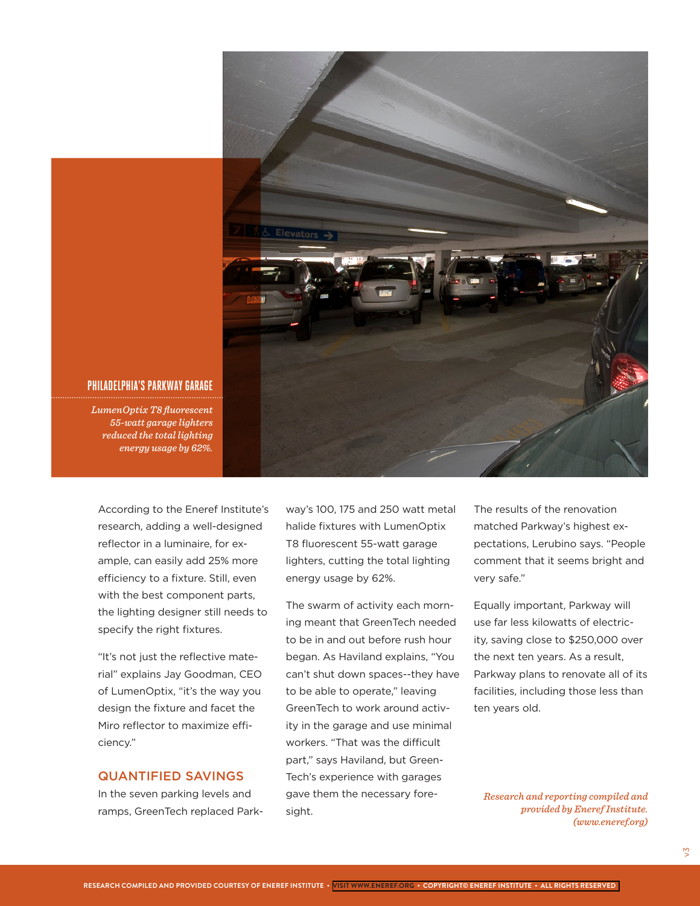**PHILADELPHIA'S PARKWAY GARAGE**

*LumenOptix T8 fluorescent 55-watt garage lighters reduced the total lighting energy usage by 62%.*

According to the Eneref Institute's research, adding a well-designed reflector in a luminaire, for example, can easily add 25% more efficiency to a fixture. Still, even with the best component parts, the lighting designer still needs to specify the right fixtures.

"It's not just the reflective material" explains Jay Goodman, CEO of LumenOptix, "it's the way you design the fixture and facet the Miro reflector to maximize efficiency."

## QUANTIFIED SAVINGS

In the seven parking levels and ramps, GreenTech replaced Parkway's 100, 175 and 250 watt metal halide fixtures with LumenOptix T8 fluorescent 55-watt garage lighters, cutting the total lighting energy usage by 62%.

The swarm of activity each morning meant that GreenTech needed to be in and out before rush hour began. As Haviland explains, "You can't shut down spaces--they have to be able to operate," leaving GreenTech to work around activity in the garage and use minimal workers. "That was the difficult part," says Haviland, but GreenTech's experience with garages gave them the necessary foresight.

The results of the renovation matched Parkway's highest expectations, Lerubino says. "People comment that it seems bright and very safe."

Equally important, Parkway will use far less kilowatts of electricity, saving close to $250,000 over the next ten years. As a result, Parkway plans to renovate all of its facilities, including those less than ten years old.

*Research and reporting compiled and provided by Eneref Institute. (www.eneref.org)*

RESEARCH COMPILED AND PROVIDED COURTESY OF ENEREF INSTITUTE • VISIT WWW.ENEREF.ORG • COPYRIGHT© ENEREF INSTITUTE • ALL RIGHTS RESERVED